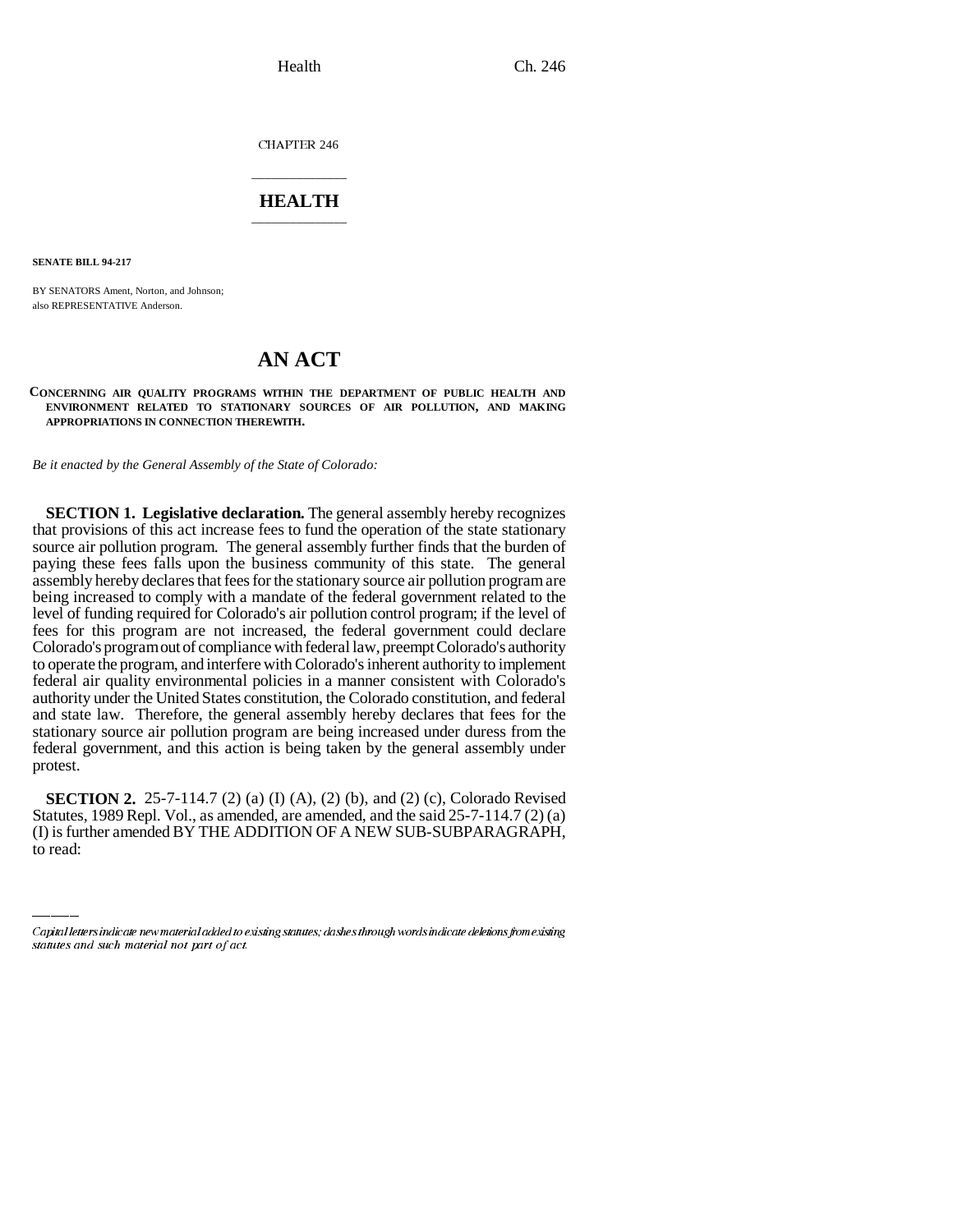CHAPTER 246

# HEALTH

**SENATE BILL 94-217**

BY SENATORS Ament, Norton, and Johnson;
also REPRESENTATIVE Anderson.

# AN ACT

**CONCERNING AIR QUALITY PROGRAMS WITHIN THE DEPARTMENT OF PUBLIC HEALTH AND ENVIRONMENT RELATED TO STATIONARY SOURCES OF AIR POLLUTION, AND MAKING APPROPRIATIONS IN CONNECTION THEREWITH.**

*Be it enacted by the General Assembly of the State of Colorado:*

**SECTION 1. Legislative declaration.** The general assembly hereby recognizes that provisions of this act increase fees to fund the operation of the state stationary source air pollution program. The general assembly further finds that the burden of paying these fees falls upon the business community of this state. The general assembly hereby declares that fees for the stationary source air pollution program are being increased to comply with a mandate of the federal government related to the level of funding required for Colorado's air pollution control program; if the level of fees for this program are not increased, the federal government could declare Colorado's program out of compliance with federal law, preempt Colorado's authority to operate the program, and interfere with Colorado's inherent authority to implement federal air quality environmental policies in a manner consistent with Colorado's authority under the United States constitution, the Colorado constitution, and federal and state law. Therefore, the general assembly hereby declares that fees for the stationary source air pollution program are being increased under duress from the federal government, and this action is being taken by the general assembly under protest.

**SECTION 2.** 25-7-114.7 (2) (a) (I) (A), (2) (b), and (2) (c), Colorado Revised Statutes, 1989 Repl. Vol., as amended, are amended, and the said 25-7-114.7 (2) (a) (I) is further amended BY THE ADDITION OF A NEW SUB-SUBPARAGRAPH, to read:

Capital letters indicate new material added to existing statutes; dashes through words indicate deletions from existing statutes and such material not part of act.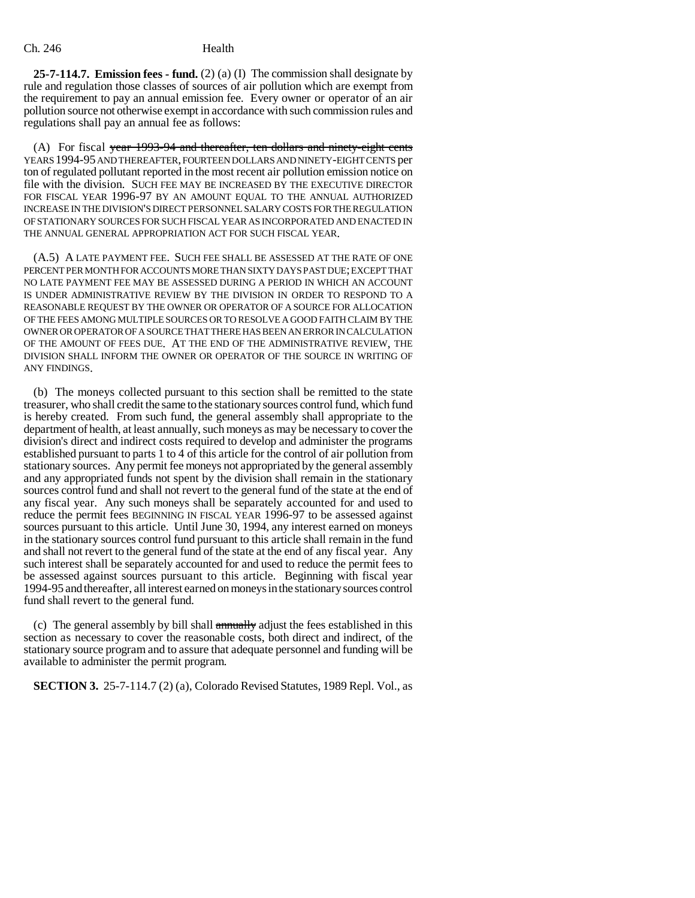**25-7-114.7. Emission fees - fund.** (2) (a) (I) The commission shall designate by rule and regulation those classes of sources of air pollution which are exempt from the requirement to pay an annual emission fee. Every owner or operator of an air pollution source not otherwise exempt in accordance with such commission rules and regulations shall pay an annual fee as follows:

(A) For fiscal ~~year 1993-94 and thereafter, ten dollars and ninety-eight cents~~ YEARS 1994-95 AND THEREAFTER, FOURTEEN DOLLARS AND NINETY-EIGHT CENTS per ton of regulated pollutant reported in the most recent air pollution emission notice on file with the division. SUCH FEE MAY BE INCREASED BY THE EXECUTIVE DIRECTOR FOR FISCAL YEAR 1996-97 BY AN AMOUNT EQUAL TO THE ANNUAL AUTHORIZED INCREASE IN THE DIVISION'S DIRECT PERSONNEL SALARY COSTS FOR THE REGULATION OF STATIONARY SOURCES FOR SUCH FISCAL YEAR AS INCORPORATED AND ENACTED IN THE ANNUAL GENERAL APPROPRIATION ACT FOR SUCH FISCAL YEAR.

(A.5) A LATE PAYMENT FEE. SUCH FEE SHALL BE ASSESSED AT THE RATE OF ONE PERCENT PER MONTH FOR ACCOUNTS MORE THAN SIXTY DAYS PAST DUE; EXCEPT THAT NO LATE PAYMENT FEE MAY BE ASSESSED DURING A PERIOD IN WHICH AN ACCOUNT IS UNDER ADMINISTRATIVE REVIEW BY THE DIVISION IN ORDER TO RESPOND TO A REASONABLE REQUEST BY THE OWNER OR OPERATOR OF A SOURCE FOR ALLOCATION OF THE FEES AMONG MULTIPLE SOURCES OR TO RESOLVE A GOOD FAITH CLAIM BY THE OWNER OR OPERATOR OF A SOURCE THAT THERE HAS BEEN AN ERROR IN CALCULATION OF THE AMOUNT OF FEES DUE. AT THE END OF THE ADMINISTRATIVE REVIEW, THE DIVISION SHALL INFORM THE OWNER OR OPERATOR OF THE SOURCE IN WRITING OF ANY FINDINGS.

(b) The moneys collected pursuant to this section shall be remitted to the state treasurer, who shall credit the same to the stationary sources control fund, which fund is hereby created. From such fund, the general assembly shall appropriate to the department of health, at least annually, such moneys as may be necessary to cover the division's direct and indirect costs required to develop and administer the programs established pursuant to parts 1 to 4 of this article for the control of air pollution from stationary sources. Any permit fee moneys not appropriated by the general assembly and any appropriated funds not spent by the division shall remain in the stationary sources control fund and shall not revert to the general fund of the state at the end of any fiscal year. Any such moneys shall be separately accounted for and used to reduce the permit fees BEGINNING IN FISCAL YEAR 1996-97 to be assessed against sources pursuant to this article. Until June 30, 1994, any interest earned on moneys in the stationary sources control fund pursuant to this article shall remain in the fund and shall not revert to the general fund of the state at the end of any fiscal year. Any such interest shall be separately accounted for and used to reduce the permit fees to be assessed against sources pursuant to this article. Beginning with fiscal year 1994-95 and thereafter, all interest earned on moneys in the stationary sources control fund shall revert to the general fund.

(c) The general assembly by bill shall ~~annually~~ adjust the fees established in this section as necessary to cover the reasonable costs, both direct and indirect, of the stationary source program and to assure that adequate personnel and funding will be available to administer the permit program.

**SECTION 3.** 25-7-114.7 (2) (a), Colorado Revised Statutes, 1989 Repl. Vol., as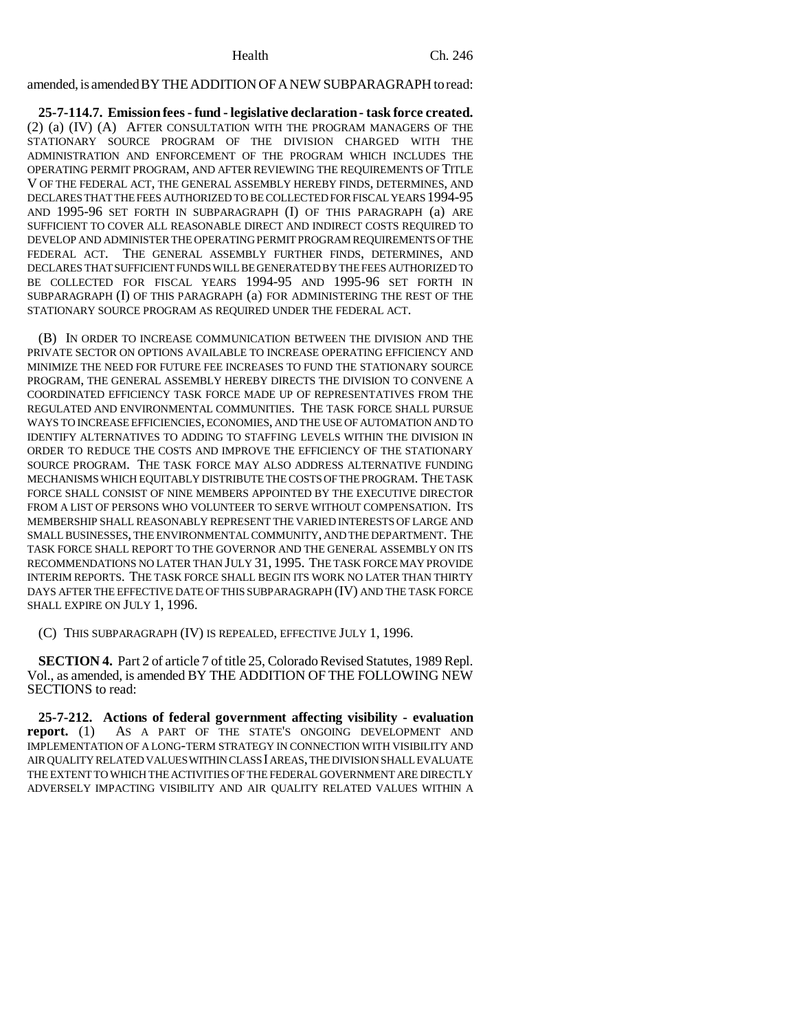amended, is amended BY THE ADDITION OF A NEW SUBPARAGRAPH to read:

**25-7-114.7. Emission fees - fund - legislative declaration - task force created.** (2) (a) (IV) (A) AFTER CONSULTATION WITH THE PROGRAM MANAGERS OF THE STATIONARY SOURCE PROGRAM OF THE DIVISION CHARGED WITH THE ADMINISTRATION AND ENFORCEMENT OF THE PROGRAM WHICH INCLUDES THE OPERATING PERMIT PROGRAM, AND AFTER REVIEWING THE REQUIREMENTS OF TITLE V OF THE FEDERAL ACT, THE GENERAL ASSEMBLY HEREBY FINDS, DETERMINES, AND DECLARES THAT THE FEES AUTHORIZED TO BE COLLECTED FOR FISCAL YEARS 1994-95 AND 1995-96 SET FORTH IN SUBPARAGRAPH (I) OF THIS PARAGRAPH (a) ARE SUFFICIENT TO COVER ALL REASONABLE DIRECT AND INDIRECT COSTS REQUIRED TO DEVELOP AND ADMINISTER THE OPERATING PERMIT PROGRAM REQUIREMENTS OF THE FEDERAL ACT. THE GENERAL ASSEMBLY FURTHER FINDS, DETERMINES, AND DECLARES THAT SUFFICIENT FUNDS WILL BE GENERATED BY THE FEES AUTHORIZED TO BE COLLECTED FOR FISCAL YEARS 1994-95 AND 1995-96 SET FORTH IN SUBPARAGRAPH (I) OF THIS PARAGRAPH (a) FOR ADMINISTERING THE REST OF THE STATIONARY SOURCE PROGRAM AS REQUIRED UNDER THE FEDERAL ACT.

(B) IN ORDER TO INCREASE COMMUNICATION BETWEEN THE DIVISION AND THE PRIVATE SECTOR ON OPTIONS AVAILABLE TO INCREASE OPERATING EFFICIENCY AND MINIMIZE THE NEED FOR FUTURE FEE INCREASES TO FUND THE STATIONARY SOURCE PROGRAM, THE GENERAL ASSEMBLY HEREBY DIRECTS THE DIVISION TO CONVENE A COORDINATED EFFICIENCY TASK FORCE MADE UP OF REPRESENTATIVES FROM THE REGULATED AND ENVIRONMENTAL COMMUNITIES. THE TASK FORCE SHALL PURSUE WAYS TO INCREASE EFFICIENCIES, ECONOMIES, AND THE USE OF AUTOMATION AND TO IDENTIFY ALTERNATIVES TO ADDING TO STAFFING LEVELS WITHIN THE DIVISION IN ORDER TO REDUCE THE COSTS AND IMPROVE THE EFFICIENCY OF THE STATIONARY SOURCE PROGRAM. THE TASK FORCE MAY ALSO ADDRESS ALTERNATIVE FUNDING MECHANISMS WHICH EQUITABLY DISTRIBUTE THE COSTS OF THE PROGRAM. THE TASK FORCE SHALL CONSIST OF NINE MEMBERS APPOINTED BY THE EXECUTIVE DIRECTOR FROM A LIST OF PERSONS WHO VOLUNTEER TO SERVE WITHOUT COMPENSATION. ITS MEMBERSHIP SHALL REASONABLY REPRESENT THE VARIED INTERESTS OF LARGE AND SMALL BUSINESSES, THE ENVIRONMENTAL COMMUNITY, AND THE DEPARTMENT. THE TASK FORCE SHALL REPORT TO THE GOVERNOR AND THE GENERAL ASSEMBLY ON ITS RECOMMENDATIONS NO LATER THAN JULY 31, 1995. THE TASK FORCE MAY PROVIDE INTERIM REPORTS. THE TASK FORCE SHALL BEGIN ITS WORK NO LATER THAN THIRTY DAYS AFTER THE EFFECTIVE DATE OF THIS SUBPARAGRAPH (IV) AND THE TASK FORCE SHALL EXPIRE ON JULY 1, 1996.

(C) THIS SUBPARAGRAPH (IV) IS REPEALED, EFFECTIVE JULY 1, 1996.

**SECTION 4.** Part 2 of article 7 of title 25, Colorado Revised Statutes, 1989 Repl. Vol., as amended, is amended BY THE ADDITION OF THE FOLLOWING NEW SECTIONS to read:

**25-7-212. Actions of federal government affecting visibility - evaluation report.** (1) AS A PART OF THE STATE'S ONGOING DEVELOPMENT AND IMPLEMENTATION OF A LONG-TERM STRATEGY IN CONNECTION WITH VISIBILITY AND AIR QUALITY RELATED VALUES WITHIN CLASS I AREAS, THE DIVISION SHALL EVALUATE THE EXTENT TO WHICH THE ACTIVITIES OF THE FEDERAL GOVERNMENT ARE DIRECTLY ADVERSELY IMPACTING VISIBILITY AND AIR QUALITY RELATED VALUES WITHIN A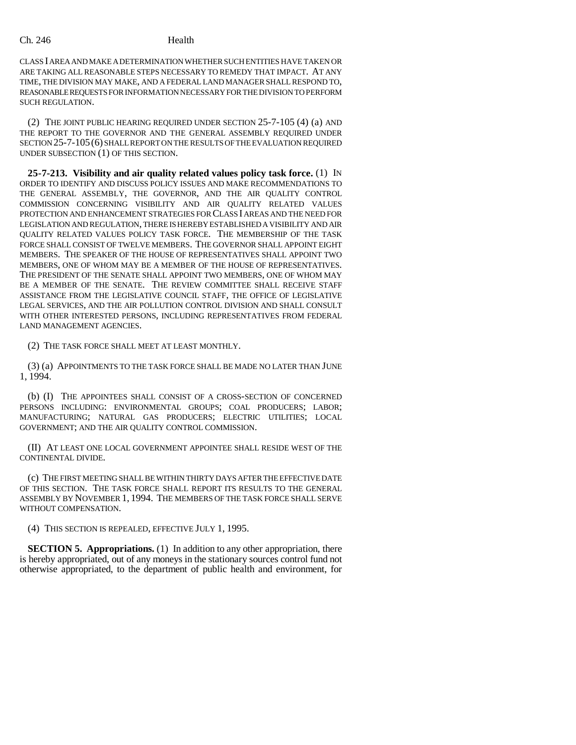CLASS I AREA AND MAKE A DETERMINATION WHETHER SUCH ENTITIES HAVE TAKEN OR ARE TAKING ALL REASONABLE STEPS NECESSARY TO REMEDY THAT IMPACT. AT ANY TIME, THE DIVISION MAY MAKE, AND A FEDERAL LAND MANAGER SHALL RESPOND TO, REASONABLE REQUESTS FOR INFORMATION NECESSARY FOR THE DIVISION TO PERFORM SUCH REGULATION.

(2) THE JOINT PUBLIC HEARING REQUIRED UNDER SECTION 25-7-105 (4) (a) AND THE REPORT TO THE GOVERNOR AND THE GENERAL ASSEMBLY REQUIRED UNDER SECTION 25-7-105 (6) SHALL REPORT ON THE RESULTS OF THE EVALUATION REQUIRED UNDER SUBSECTION (1) OF THIS SECTION.

**25-7-213. Visibility and air quality related values policy task force.** (1) IN ORDER TO IDENTIFY AND DISCUSS POLICY ISSUES AND MAKE RECOMMENDATIONS TO THE GENERAL ASSEMBLY, THE GOVERNOR, AND THE AIR QUALITY CONTROL COMMISSION CONCERNING VISIBILITY AND AIR QUALITY RELATED VALUES PROTECTION AND ENHANCEMENT STRATEGIES FOR CLASS I AREAS AND THE NEED FOR LEGISLATION AND REGULATION, THERE IS HEREBY ESTABLISHED A VISIBILITY AND AIR QUALITY RELATED VALUES POLICY TASK FORCE. THE MEMBERSHIP OF THE TASK FORCE SHALL CONSIST OF TWELVE MEMBERS. THE GOVERNOR SHALL APPOINT EIGHT MEMBERS. THE SPEAKER OF THE HOUSE OF REPRESENTATIVES SHALL APPOINT TWO MEMBERS, ONE OF WHOM MAY BE A MEMBER OF THE HOUSE OF REPRESENTATIVES. THE PRESIDENT OF THE SENATE SHALL APPOINT TWO MEMBERS, ONE OF WHOM MAY BE A MEMBER OF THE SENATE. THE REVIEW COMMITTEE SHALL RECEIVE STAFF ASSISTANCE FROM THE LEGISLATIVE COUNCIL STAFF, THE OFFICE OF LEGISLATIVE LEGAL SERVICES, AND THE AIR POLLUTION CONTROL DIVISION AND SHALL CONSULT WITH OTHER INTERESTED PERSONS, INCLUDING REPRESENTATIVES FROM FEDERAL LAND MANAGEMENT AGENCIES.

(2) THE TASK FORCE SHALL MEET AT LEAST MONTHLY.

(3) (a) APPOINTMENTS TO THE TASK FORCE SHALL BE MADE NO LATER THAN JUNE 1, 1994.

(b) (I) THE APPOINTEES SHALL CONSIST OF A CROSS-SECTION OF CONCERNED PERSONS INCLUDING: ENVIRONMENTAL GROUPS; COAL PRODUCERS; LABOR; MANUFACTURING; NATURAL GAS PRODUCERS; ELECTRIC UTILITIES; LOCAL GOVERNMENT; AND THE AIR QUALITY CONTROL COMMISSION.

(II) AT LEAST ONE LOCAL GOVERNMENT APPOINTEE SHALL RESIDE WEST OF THE CONTINENTAL DIVIDE.

(c) THE FIRST MEETING SHALL BE WITHIN THIRTY DAYS AFTER THE EFFECTIVE DATE OF THIS SECTION. THE TASK FORCE SHALL REPORT ITS RESULTS TO THE GENERAL ASSEMBLY BY NOVEMBER 1, 1994. THE MEMBERS OF THE TASK FORCE SHALL SERVE WITHOUT COMPENSATION.

(4) THIS SECTION IS REPEALED, EFFECTIVE JULY 1, 1995.

**SECTION 5. Appropriations.** (1) In addition to any other appropriation, there is hereby appropriated, out of any moneys in the stationary sources control fund not otherwise appropriated, to the department of public health and environment, for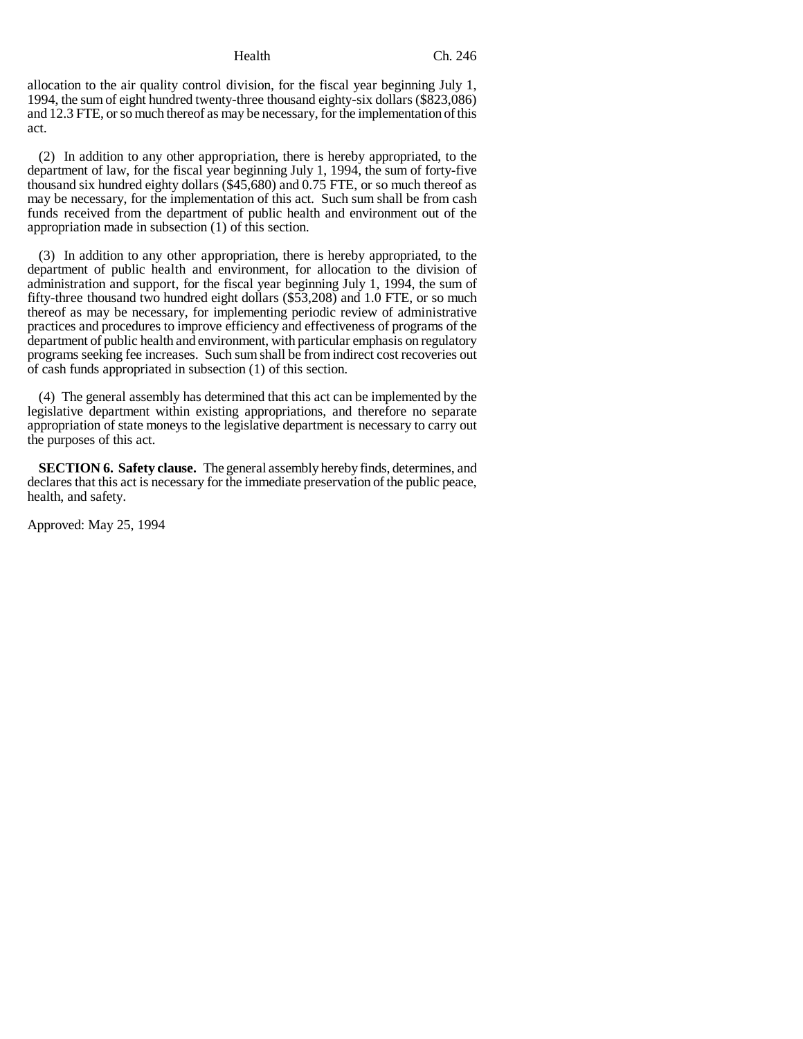allocation to the air quality control division, for the fiscal year beginning July 1, 1994, the sum of eight hundred twenty-three thousand eighty-six dollars ($823,086) and 12.3 FTE, or so much thereof as may be necessary, for the implementation of this act.

(2) In addition to any other appropriation, there is hereby appropriated, to the department of law, for the fiscal year beginning July 1, 1994, the sum of forty-five thousand six hundred eighty dollars ($45,680) and 0.75 FTE, or so much thereof as may be necessary, for the implementation of this act. Such sum shall be from cash funds received from the department of public health and environment out of the appropriation made in subsection (1) of this section.

(3) In addition to any other appropriation, there is hereby appropriated, to the department of public health and environment, for allocation to the division of administration and support, for the fiscal year beginning July 1, 1994, the sum of fifty-three thousand two hundred eight dollars ($53,208) and 1.0 FTE, or so much thereof as may be necessary, for implementing periodic review of administrative practices and procedures to improve efficiency and effectiveness of programs of the department of public health and environment, with particular emphasis on regulatory programs seeking fee increases. Such sum shall be from indirect cost recoveries out of cash funds appropriated in subsection (1) of this section.

(4) The general assembly has determined that this act can be implemented by the legislative department within existing appropriations, and therefore no separate appropriation of state moneys to the legislative department is necessary to carry out the purposes of this act.

**SECTION 6. Safety clause.** The general assembly hereby finds, determines, and declares that this act is necessary for the immediate preservation of the public peace, health, and safety.

Approved: May 25, 1994